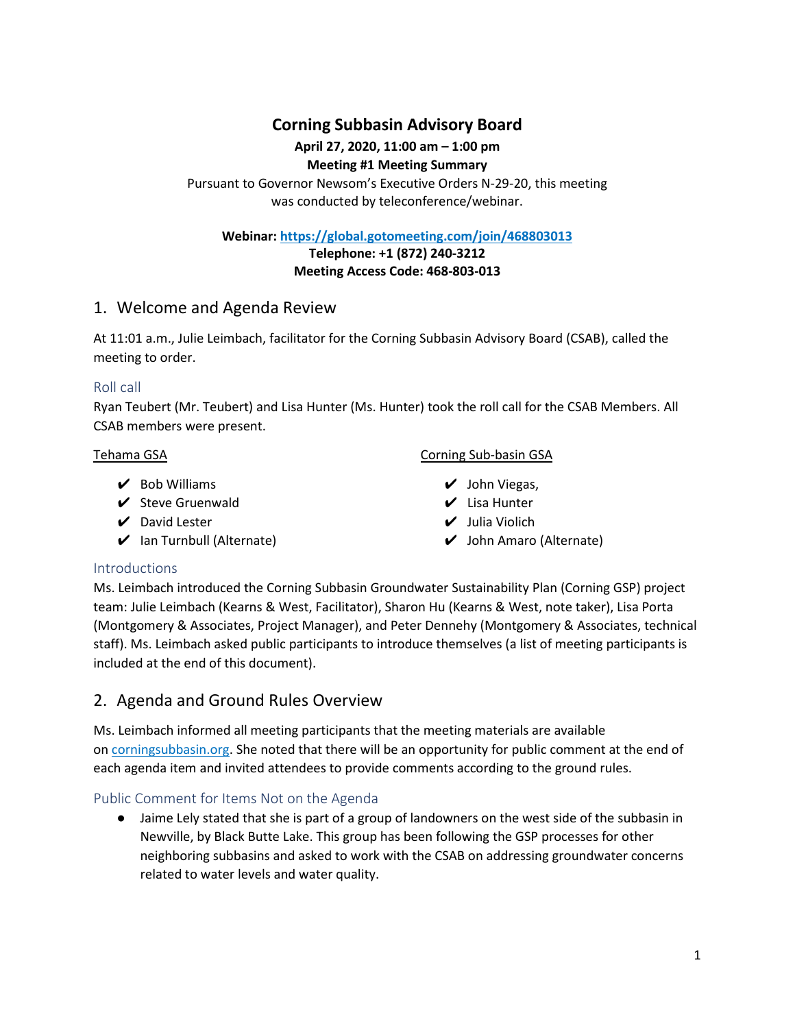# Corning Subbasin Advisory Board

**April 27, 2020, 11:00 am – 1:00 pm**

**Meeting #1 Meeting Summary**

Pursuant to Governor Newsom's Executive Orders N-29-20, this meeting was conducted by teleconference/webinar.

**Webinar: https://global.gotomeeting.com/join/468803013**

**Telephone: +1 (872) 240-3212**

**Meeting Access Code: 468-803-013**

## 1. Welcome and Agenda Review

At 11:01 a.m., Julie Leimbach, facilitator for the Corning Subbasin Advisory Board (CSAB), called the meeting to order.

### Roll call

Ryan Teubert (Mr. Teubert) and Lisa Hunter (Ms. Hunter) took the roll call for the CSAB Members. All CSAB members were present.

Tehama GSA

- ✔ Bob Williams
- ✔ Steve Gruenwald
- ✔ David Lester
- ✔ Ian Turnbull (Alternate)

Corning Sub-basin GSA

- ✔ John Viegas,
- ✔ Lisa Hunter
- ✔ Julia Violich
- ✔ John Amaro (Alternate)

### Introductions

Ms. Leimbach introduced the Corning Subbasin Groundwater Sustainability Plan (Corning GSP) project team: Julie Leimbach (Kearns & West, Facilitator), Sharon Hu (Kearns & West, note taker), Lisa Porta (Montgomery & Associates, Project Manager), and Peter Dennehy (Montgomery & Associates, technical staff). Ms. Leimbach asked public participants to introduce themselves (a list of meeting participants is included at the end of this document).

## 2. Agenda and Ground Rules Overview

Ms. Leimbach informed all meeting participants that the meeting materials are available on corningsubbasin.org. She noted that there will be an opportunity for public comment at the end of each agenda item and invited attendees to provide comments according to the ground rules.

### Public Comment for Items Not on the Agenda

- Jaime Lely stated that she is part of a group of landowners on the west side of the subbasin in Newville, by Black Butte Lake. This group has been following the GSP processes for other neighboring subbasins and asked to work with the CSAB on addressing groundwater concerns related to water levels and water quality.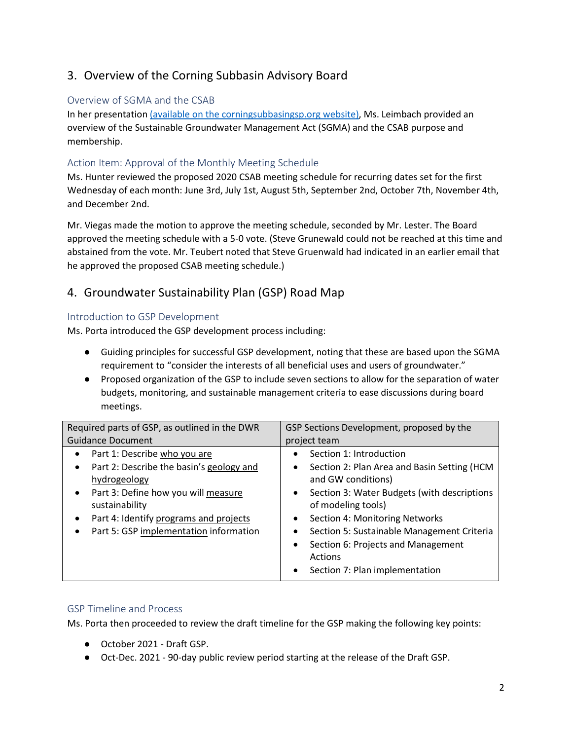## 3. Overview of the Corning Subbasin Advisory Board

### Overview of SGMA and the CSAB

In her presentation (available on the corningsubbasingsp.org website), Ms. Leimbach provided an overview of the Sustainable Groundwater Management Act (SGMA) and the CSAB purpose and membership.

### Action Item: Approval of the Monthly Meeting Schedule

Ms. Hunter reviewed the proposed 2020 CSAB meeting schedule for recurring dates set for the first Wednesday of each month: June 3rd, July 1st, August 5th, September 2nd, October 7th, November 4th, and December 2nd.

Mr. Viegas made the motion to approve the meeting schedule, seconded by Mr. Lester. The Board approved the meeting schedule with a 5-0 vote. (Steve Grunewald could not be reached at this time and abstained from the vote. Mr. Teubert noted that Steve Gruenwald had indicated in an earlier email that he approved the proposed CSAB meeting schedule.)

## 4. Groundwater Sustainability Plan (GSP) Road Map

### Introduction to GSP Development

Ms. Porta introduced the GSP development process including:

- Guiding principles for successful GSP development, noting that these are based upon the SGMA requirement to "consider the interests of all beneficial uses and users of groundwater."
- Proposed organization of the GSP to include seven sections to allow for the separation of water budgets, monitoring, and sustainable management criteria to ease discussions during board meetings.

| Required parts of GSP, as outlined in the DWR Guidance Document | GSP Sections Development, proposed by the project team |
|---|---|
| • Part 1: Describe who you are<br>• Part 2: Describe the basin's geology and hydrogeology<br>• Part 3: Define how you will measure sustainability<br>• Part 4: Identify programs and projects<br>• Part 5: GSP implementation information | • Section 1: Introduction<br>• Section 2: Plan Area and Basin Setting (HCM and GW conditions)<br>• Section 3: Water Budgets (with descriptions of modeling tools)<br>• Section 4: Monitoring Networks<br>• Section 5: Sustainable Management Criteria<br>• Section 6: Projects and Management Actions<br>• Section 7: Plan implementation |

### GSP Timeline and Process

Ms. Porta then proceeded to review the draft timeline for the GSP making the following key points:

- October 2021 - Draft GSP.
- Oct-Dec. 2021 - 90-day public review period starting at the release of the Draft GSP.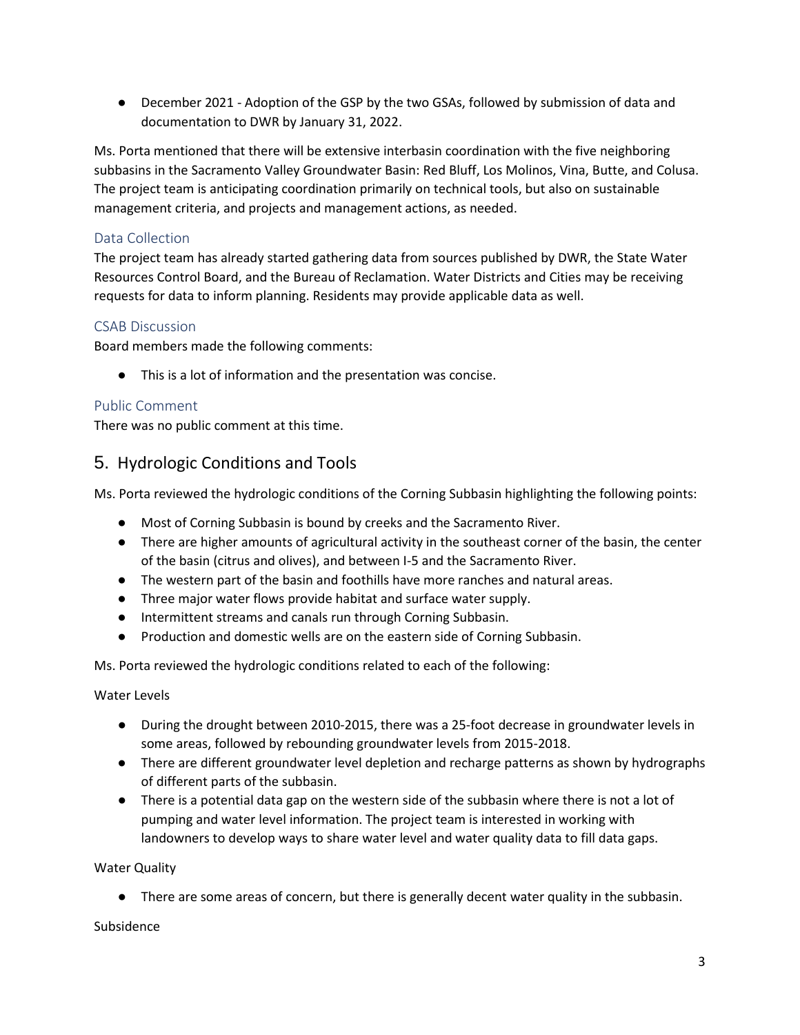- December 2021 - Adoption of the GSP by the two GSAs, followed by submission of data and documentation to DWR by January 31, 2022.

Ms. Porta mentioned that there will be extensive interbasin coordination with the five neighboring subbasins in the Sacramento Valley Groundwater Basin: Red Bluff, Los Molinos, Vina, Butte, and Colusa. The project team is anticipating coordination primarily on technical tools, but also on sustainable management criteria, and projects and management actions, as needed.

### Data Collection

The project team has already started gathering data from sources published by DWR, the State Water Resources Control Board, and the Bureau of Reclamation. Water Districts and Cities may be receiving requests for data to inform planning. Residents may provide applicable data as well.

### CSAB Discussion

Board members made the following comments:

- This is a lot of information and the presentation was concise.

### Public Comment

There was no public comment at this time.

## 5. Hydrologic Conditions and Tools

Ms. Porta reviewed the hydrologic conditions of the Corning Subbasin highlighting the following points:

- Most of Corning Subbasin is bound by creeks and the Sacramento River.
- There are higher amounts of agricultural activity in the southeast corner of the basin, the center of the basin (citrus and olives), and between I-5 and the Sacramento River.
- The western part of the basin and foothills have more ranches and natural areas.
- Three major water flows provide habitat and surface water supply.
- Intermittent streams and canals run through Corning Subbasin.
- Production and domestic wells are on the eastern side of Corning Subbasin.

Ms. Porta reviewed the hydrologic conditions related to each of the following:

Water Levels

- During the drought between 2010-2015, there was a 25-foot decrease in groundwater levels in some areas, followed by rebounding groundwater levels from 2015-2018.
- There are different groundwater level depletion and recharge patterns as shown by hydrographs of different parts of the subbasin.
- There is a potential data gap on the western side of the subbasin where there is not a lot of pumping and water level information. The project team is interested in working with landowners to develop ways to share water level and water quality data to fill data gaps.

Water Quality

- There are some areas of concern, but there is generally decent water quality in the subbasin.

Subsidence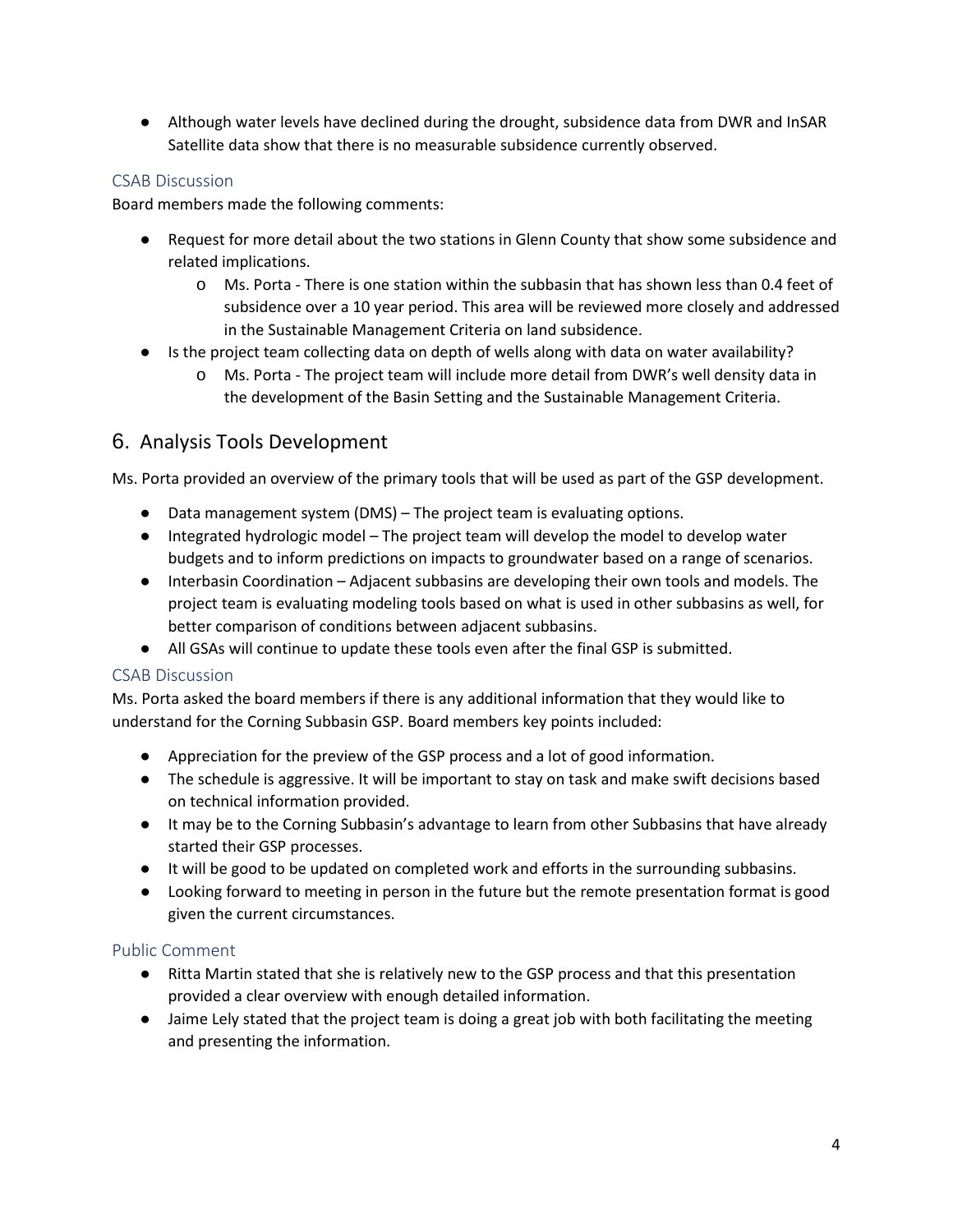- Although water levels have declined during the drought, subsidence data from DWR and InSAR Satellite data show that there is no measurable subsidence currently observed.

### CSAB Discussion

Board members made the following comments:

- Request for more detail about the two stations in Glenn County that show some subsidence and related implications.
  - Ms. Porta - There is one station within the subbasin that has shown less than 0.4 feet of subsidence over a 10 year period. This area will be reviewed more closely and addressed in the Sustainable Management Criteria on land subsidence.
- Is the project team collecting data on depth of wells along with data on water availability?
  - Ms. Porta - The project team will include more detail from DWR's well density data in the development of the Basin Setting and the Sustainable Management Criteria.

## 6. Analysis Tools Development

Ms. Porta provided an overview of the primary tools that will be used as part of the GSP development.

- Data management system (DMS) – The project team is evaluating options.
- Integrated hydrologic model – The project team will develop the model to develop water budgets and to inform predictions on impacts to groundwater based on a range of scenarios.
- Interbasin Coordination – Adjacent subbasins are developing their own tools and models. The project team is evaluating modeling tools based on what is used in other subbasins as well, for better comparison of conditions between adjacent subbasins.
- All GSAs will continue to update these tools even after the final GSP is submitted.

### CSAB Discussion

Ms. Porta asked the board members if there is any additional information that they would like to understand for the Corning Subbasin GSP. Board members key points included:

- Appreciation for the preview of the GSP process and a lot of good information.
- The schedule is aggressive. It will be important to stay on task and make swift decisions based on technical information provided.
- It may be to the Corning Subbasin's advantage to learn from other Subbasins that have already started their GSP processes.
- It will be good to be updated on completed work and efforts in the surrounding subbasins.
- Looking forward to meeting in person in the future but the remote presentation format is good given the current circumstances.

### Public Comment

- Ritta Martin stated that she is relatively new to the GSP process and that this presentation provided a clear overview with enough detailed information.
- Jaime Lely stated that the project team is doing a great job with both facilitating the meeting and presenting the information.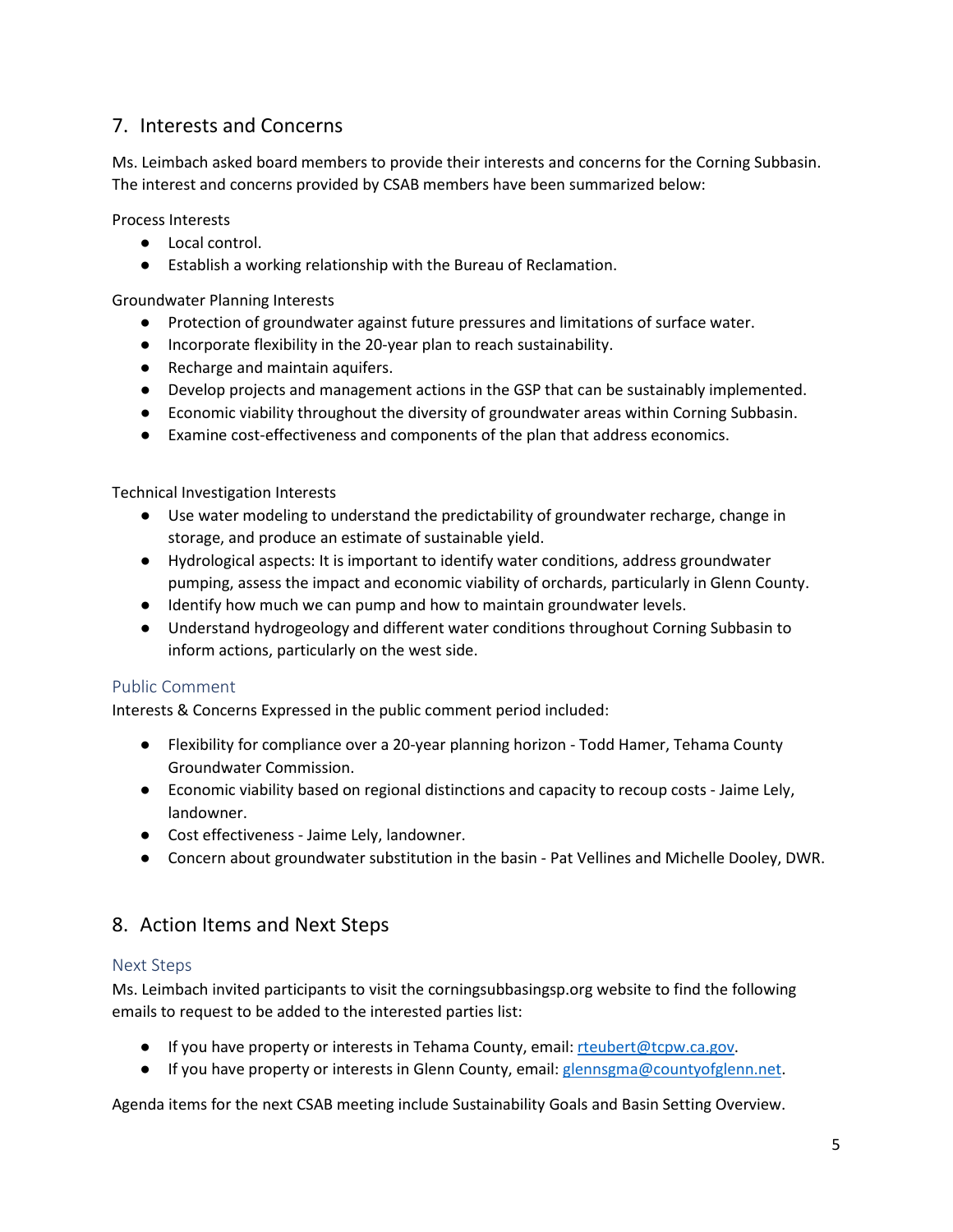## 7. Interests and Concerns

Ms. Leimbach asked board members to provide their interests and concerns for the Corning Subbasin. The interest and concerns provided by CSAB members have been summarized below:

Process Interests

- Local control.
- Establish a working relationship with the Bureau of Reclamation.

Groundwater Planning Interests

- Protection of groundwater against future pressures and limitations of surface water.
- Incorporate flexibility in the 20-year plan to reach sustainability.
- Recharge and maintain aquifers.
- Develop projects and management actions in the GSP that can be sustainably implemented.
- Economic viability throughout the diversity of groundwater areas within Corning Subbasin.
- Examine cost-effectiveness and components of the plan that address economics.

Technical Investigation Interests

- Use water modeling to understand the predictability of groundwater recharge, change in storage, and produce an estimate of sustainable yield.
- Hydrological aspects: It is important to identify water conditions, address groundwater pumping, assess the impact and economic viability of orchards, particularly in Glenn County.
- Identify how much we can pump and how to maintain groundwater levels.
- Understand hydrogeology and different water conditions throughout Corning Subbasin to inform actions, particularly on the west side.

### Public Comment

Interests & Concerns Expressed in the public comment period included:

- Flexibility for compliance over a 20-year planning horizon - Todd Hamer, Tehama County Groundwater Commission.
- Economic viability based on regional distinctions and capacity to recoup costs - Jaime Lely, landowner.
- Cost effectiveness - Jaime Lely, landowner.
- Concern about groundwater substitution in the basin - Pat Vellines and Michelle Dooley, DWR.

## 8. Action Items and Next Steps

### Next Steps

Ms. Leimbach invited participants to visit the corningsubbasingsp.org website to find the following emails to request to be added to the interested parties list:

- If you have property or interests in Tehama County, email: rteubert@tcpw.ca.gov.
- If you have property or interests in Glenn County, email: glennsgma@countyofglenn.net.

Agenda items for the next CSAB meeting include Sustainability Goals and Basin Setting Overview.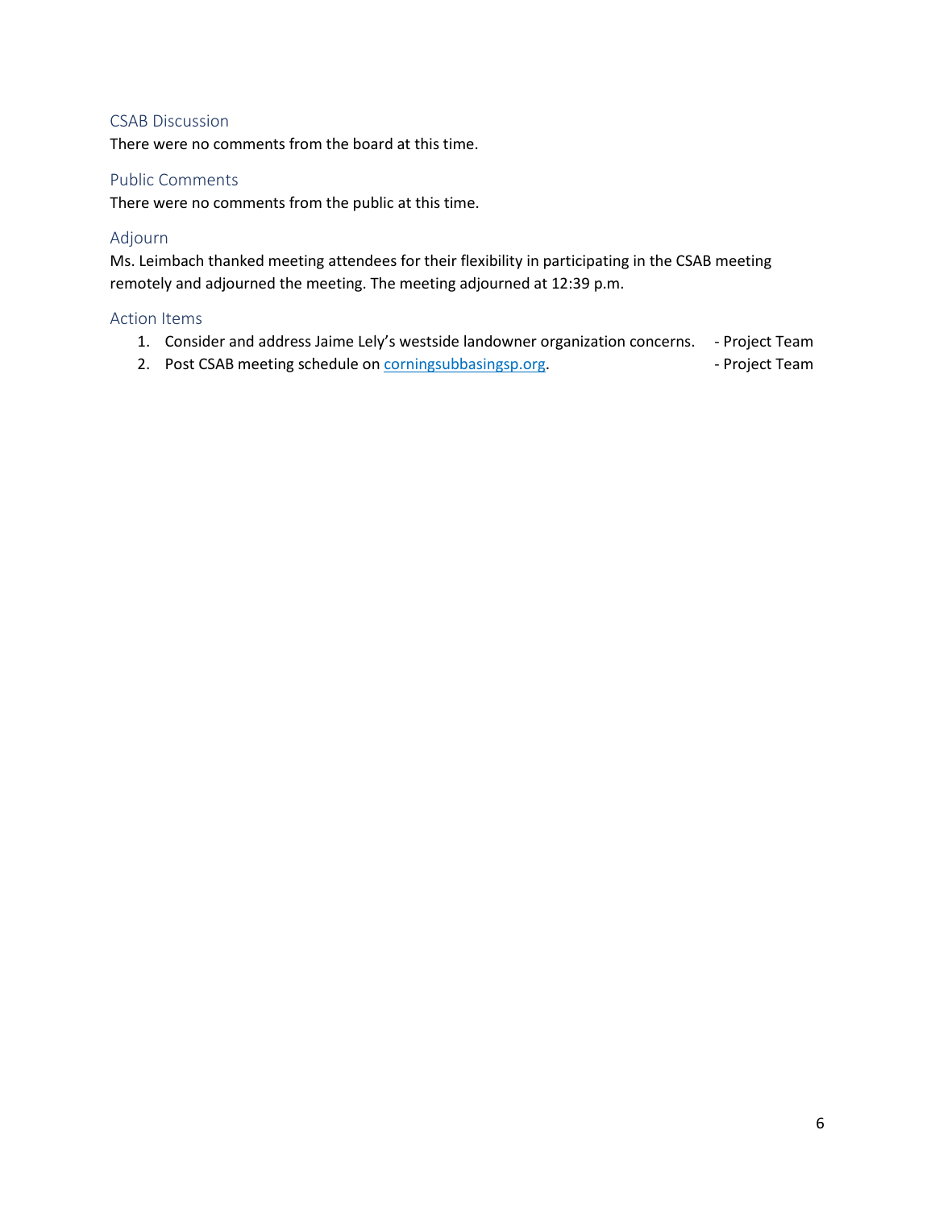### CSAB Discussion

There were no comments from the board at this time.

### Public Comments

There were no comments from the public at this time.

### Adjourn

Ms. Leimbach thanked meeting attendees for their flexibility in participating in the CSAB meeting remotely and adjourned the meeting. The meeting adjourned at 12:39 p.m.

### Action Items

1. Consider and address Jaime Lely's westside landowner organization concerns. - Project Team
2. Post CSAB meeting schedule on [corningsubbasingsp.org](corningsubbasingsp.org). - Project Team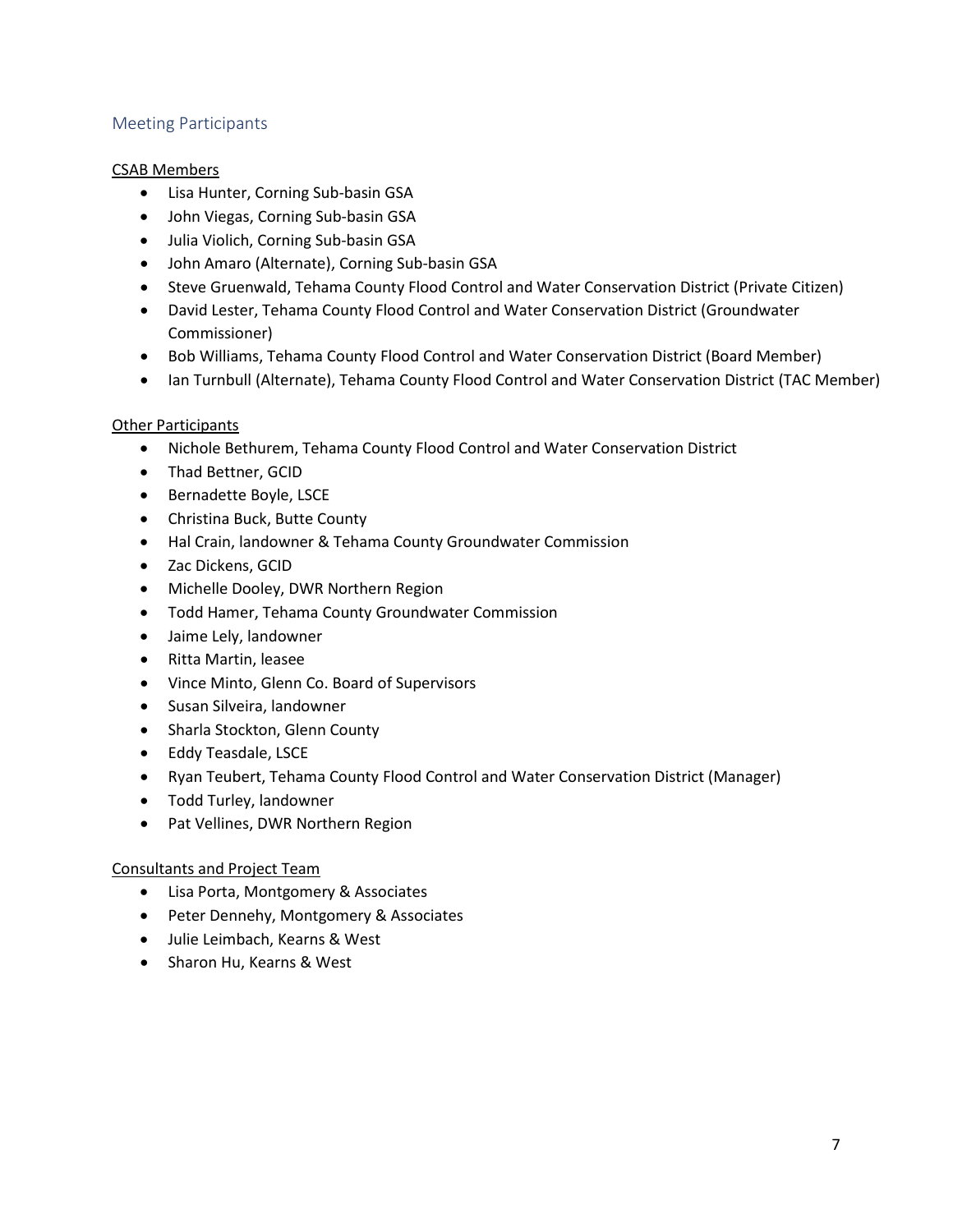## Meeting Participants

<u>CSAB Members</u>

- Lisa Hunter, Corning Sub-basin GSA
- John Viegas, Corning Sub-basin GSA
- Julia Violich, Corning Sub-basin GSA
- John Amaro (Alternate), Corning Sub-basin GSA
- Steve Gruenwald, Tehama County Flood Control and Water Conservation District (Private Citizen)
- David Lester, Tehama County Flood Control and Water Conservation District (Groundwater Commissioner)
- Bob Williams, Tehama County Flood Control and Water Conservation District (Board Member)
- Ian Turnbull (Alternate), Tehama County Flood Control and Water Conservation District (TAC Member)

<u>Other Participants</u>

- Nichole Bethurem, Tehama County Flood Control and Water Conservation District
- Thad Bettner, GCID
- Bernadette Boyle, LSCE
- Christina Buck, Butte County
- Hal Crain, landowner & Tehama County Groundwater Commission
- Zac Dickens, GCID
- Michelle Dooley, DWR Northern Region
- Todd Hamer, Tehama County Groundwater Commission
- Jaime Lely, landowner
- Ritta Martin, leasee
- Vince Minto, Glenn Co. Board of Supervisors
- Susan Silveira, landowner
- Sharla Stockton, Glenn County
- Eddy Teasdale, LSCE
- Ryan Teubert, Tehama County Flood Control and Water Conservation District (Manager)
- Todd Turley, landowner
- Pat Vellines, DWR Northern Region

<u>Consultants and Project Team</u>

- Lisa Porta, Montgomery & Associates
- Peter Dennehy, Montgomery & Associates
- Julie Leimbach, Kearns & West
- Sharon Hu, Kearns & West